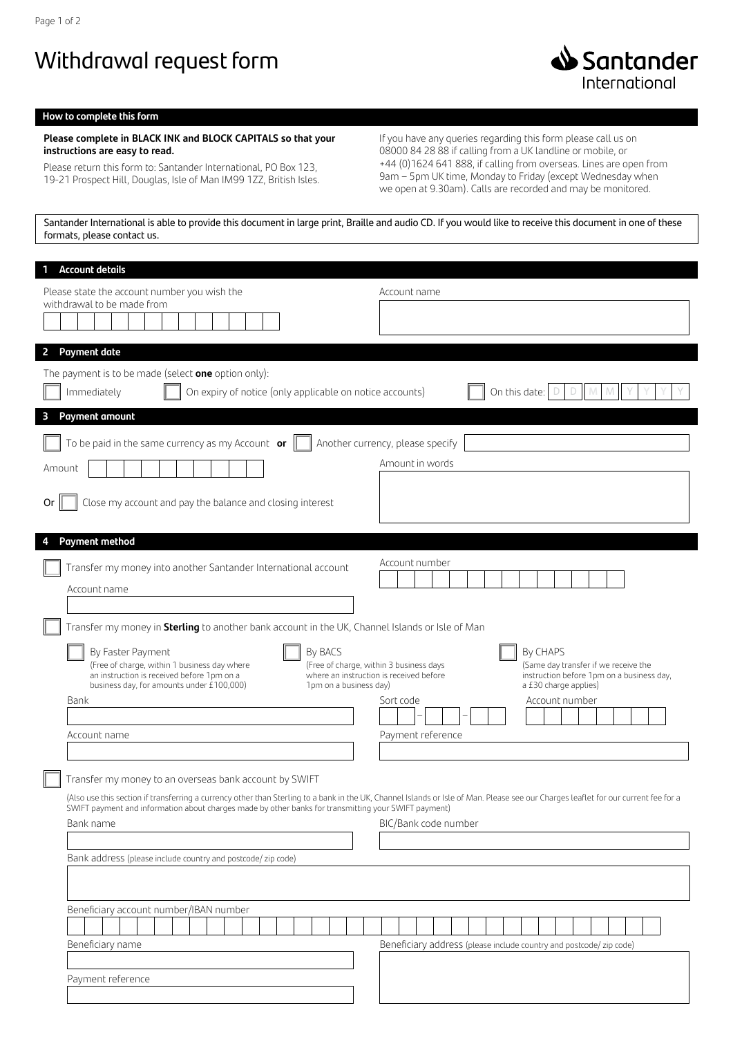# Withdrawal request form

Santander International

## How to complete this form

**Please complete in BLACK INK and BLOCK CAPITALS so that your instructions are easy to read.**

Please return this form to: Santander International, PO Box 123, 19-21 Prospect Hill, Douglas, Isle of Man IM99 1ZZ, British Isles.

If you have any queries regarding this form please call us on 08000 84 28 88 if calling from a UK landline or mobile, or +44 (0)1624 641 888, if calling from overseas. Lines are open from 9am – 5pm UK time, Monday to Friday (except Wednesday when we open at 9.30am). Calls are recorded and may be monitored.

Santander International is able to provide this document in large print, Braille and audio CD. If you would like to receive this document in one of these formats, please contact us.

## 1 Account details

Please state the account number you wish the withdrawal to be made from

Account name

## 2 Payment date

The payment is to be made (select **one** option only):

☐ Immediately ☐ On expiry of notice (only applicable on notice accounts) ☐ On this date: D D M M Y Y Y Y

## 3 Payment amount

☐ To be paid in the same currency as my Account **or** ☐ Another currency, please specify

Amount

Amount in words

Or ☐ Close my account and pay the balance and closing interest

## 4 Payment method

☐ Transfer my money into another Santander International account

Account number

Account name

☐ Transfer my money in **Sterling** to another bank account in the UK, Channel Islands or Isle of Man

☐ By Faster Payment (Free of charge, within 1 business day where an instruction is received before 1pm on a business day, for amounts under £100,000)

☐ By BACS (Free of charge, within 3 business days where an instruction is received before 1pm on a business day)

☐ By CHAPS (Same day transfer if we receive the instruction before 1pm on a business day, a £30 charge applies)

Bank

Sort code

Account number

Account name

Payment reference

☐ Transfer my money to an overseas bank account by SWIFT

(Also use this section if transferring a currency other than Sterling to a bank in the UK, Channel Islands or Isle of Man. Please see our Charges leaflet for our current fee for a SWIFT payment and information about charges made by other banks for transmitting your SWIFT payment)

Bank name

BIC/Bank code number

Bank address (please include country and postcode/ zip code)

Beneficiary account number/IBAN number

Beneficiary name

Beneficiary address (please include country and postcode/ zip code)

Payment reference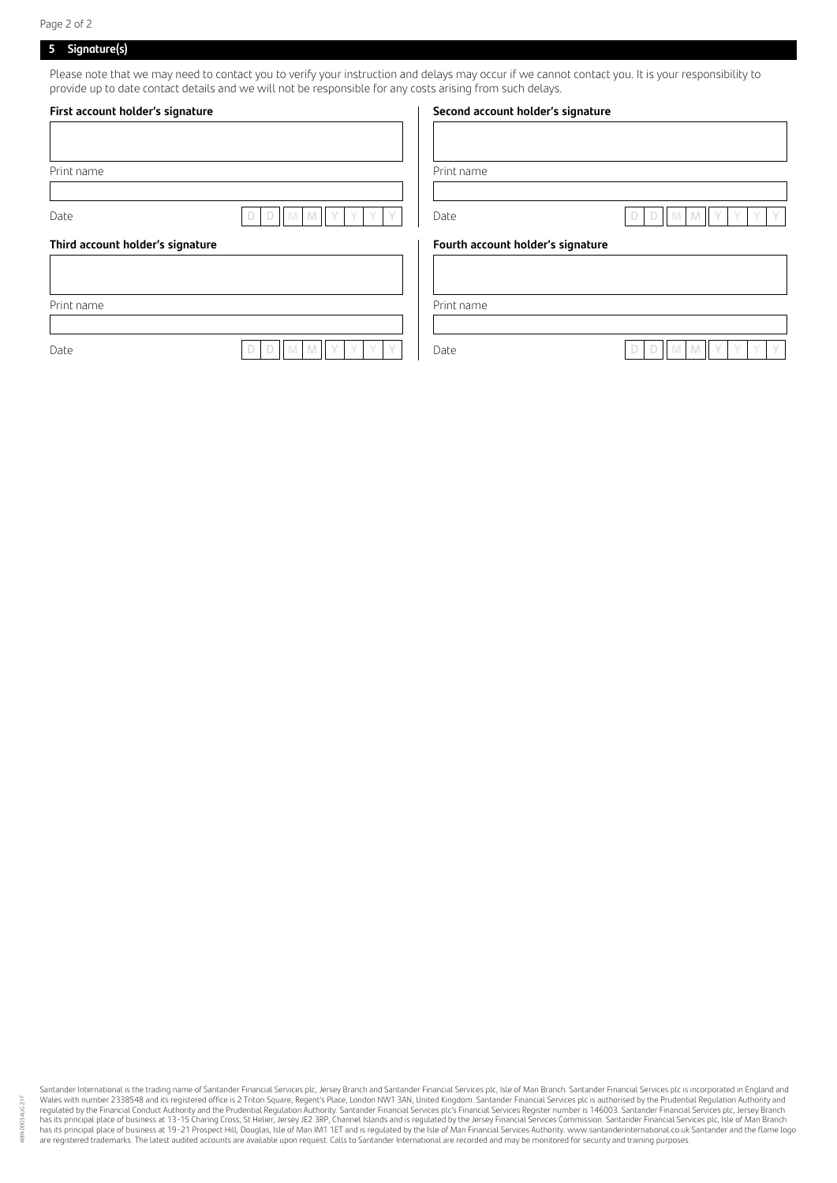## 5 Signature(s)

Please note that we may need to contact you to verify your instruction and delays may occur if we cannot contact you. It is your responsibility to provide up to date contact details and we will not be responsible for any costs arising from such delays.

**First account holder's signature**

Print name

Date D D M M Y Y Y Y

**Second account holder's signature**

Print name

Date D D M M Y Y Y Y

**Third account holder's signature**

Print name

Date D D M M Y Y Y Y

**Fourth account holder's signature**

Print name

Date D D M M Y Y Y Y

Santander International is the trading name of Santander Financial Services plc, Jersey Branch and Santander Financial Services plc, Isle of Man Branch. Santander Financial Services plc is incorporated in England and Wales with number 2338548 and its registered office is 2 Triton Square, Regent's Place, London NW1 3AN, United Kingdom. Santander Financial Services plc is authorised by the Prudential Regulation Authority and regulated by the Financial Conduct Authority and the Prudential Regulation Authority. Santander Financial Services plc's Financial Services Register number is 146003. Santander Financial Services plc, Jersey Branch has its principal place of business at 13-15 Charing Cross, St Helier, Jersey JE2 3RP, Channel Islands and is regulated by the Jersey Financial Services Commission. Santander Financial Services plc, Isle of Man Branch has its principal place of business at 19-21 Prospect Hill, Douglas, Isle of Man IM1 1ET and is regulated by the Isle of Man Financial Services Authority. www.santanderinternational.co.uk Santander and the flame logo are registered trademarks. The latest audited accounts are available upon request. Calls to Santander International are recorded and may be monitored for security and training purposes.

ABH 0003 AUG 21 F